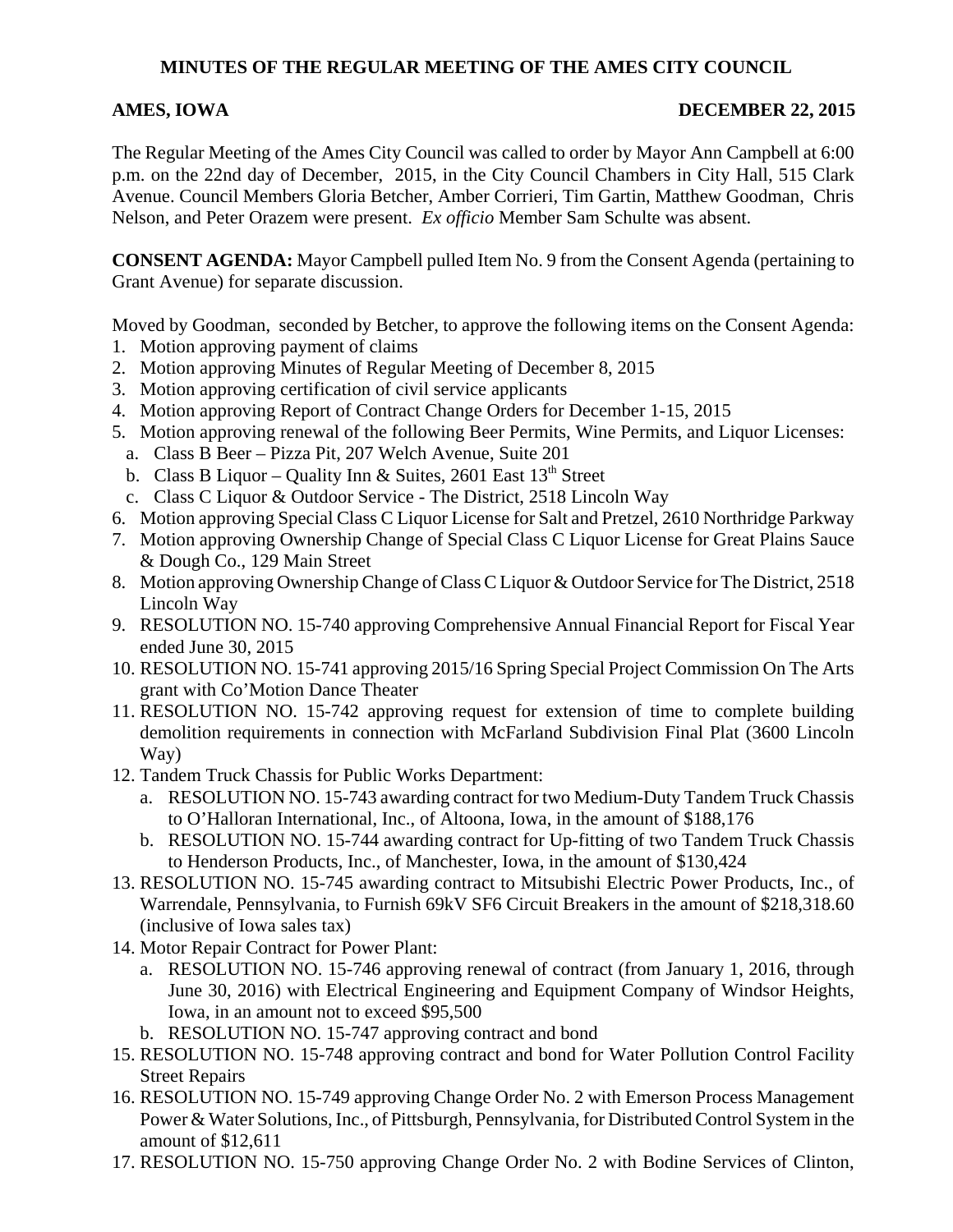# MINUTES OF THE REGULAR MEETING OF THE AMES CITY COUNCIL

**AMES, IOWA** **DECEMBER 22, 2015**

The Regular Meeting of the Ames City Council was called to order by Mayor Ann Campbell at 6:00 p.m. on the 22nd day of December, 2015, in the City Council Chambers in City Hall, 515 Clark Avenue. Council Members Gloria Betcher, Amber Corrieri, Tim Gartin, Matthew Goodman, Chris Nelson, and Peter Orazem were present. *Ex officio* Member Sam Schulte was absent.

**CONSENT AGENDA:** Mayor Campbell pulled Item No. 9 from the Consent Agenda (pertaining to Grant Avenue) for separate discussion.

Moved by Goodman, seconded by Betcher, to approve the following items on the Consent Agenda:

1. Motion approving payment of claims
2. Motion approving Minutes of Regular Meeting of December 8, 2015
3. Motion approving certification of civil service applicants
4. Motion approving Report of Contract Change Orders for December 1-15, 2015
5. Motion approving renewal of the following Beer Permits, Wine Permits, and Liquor Licenses:
   a. Class B Beer – Pizza Pit, 207 Welch Avenue, Suite 201
   b. Class B Liquor – Quality Inn & Suites, 2601 East 13th Street
   c. Class C Liquor & Outdoor Service - The District, 2518 Lincoln Way
6. Motion approving Special Class C Liquor License for Salt and Pretzel, 2610 Northridge Parkway
7. Motion approving Ownership Change of Special Class C Liquor License for Great Plains Sauce & Dough Co., 129 Main Street
8. Motion approving Ownership Change of Class C Liquor & Outdoor Service for The District, 2518 Lincoln Way
9. RESOLUTION NO. 15-740 approving Comprehensive Annual Financial Report for Fiscal Year ended June 30, 2015
10. RESOLUTION NO. 15-741 approving 2015/16 Spring Special Project Commission On The Arts grant with Co'Motion Dance Theater
11. RESOLUTION NO. 15-742 approving request for extension of time to complete building demolition requirements in connection with McFarland Subdivision Final Plat (3600 Lincoln Way)
12. Tandem Truck Chassis for Public Works Department:
    a. RESOLUTION NO. 15-743 awarding contract for two Medium-Duty Tandem Truck Chassis to O'Halloran International, Inc., of Altoona, Iowa, in the amount of $188,176
    b. RESOLUTION NO. 15-744 awarding contract for Up-fitting of two Tandem Truck Chassis to Henderson Products, Inc., of Manchester, Iowa, in the amount of $130,424
13. RESOLUTION NO. 15-745 awarding contract to Mitsubishi Electric Power Products, Inc., of Warrendale, Pennsylvania, to Furnish 69kV SF6 Circuit Breakers in the amount of $218,318.60 (inclusive of Iowa sales tax)
14. Motor Repair Contract for Power Plant:
    a. RESOLUTION NO. 15-746 approving renewal of contract (from January 1, 2016, through June 30, 2016) with Electrical Engineering and Equipment Company of Windsor Heights, Iowa, in an amount not to exceed $95,500
    b. RESOLUTION NO. 15-747 approving contract and bond
15. RESOLUTION NO. 15-748 approving contract and bond for Water Pollution Control Facility Street Repairs
16. RESOLUTION NO. 15-749 approving Change Order No. 2 with Emerson Process Management Power & Water Solutions, Inc., of Pittsburgh, Pennsylvania, for Distributed Control System in the amount of $12,611
17. RESOLUTION NO. 15-750 approving Change Order No. 2 with Bodine Services of Clinton,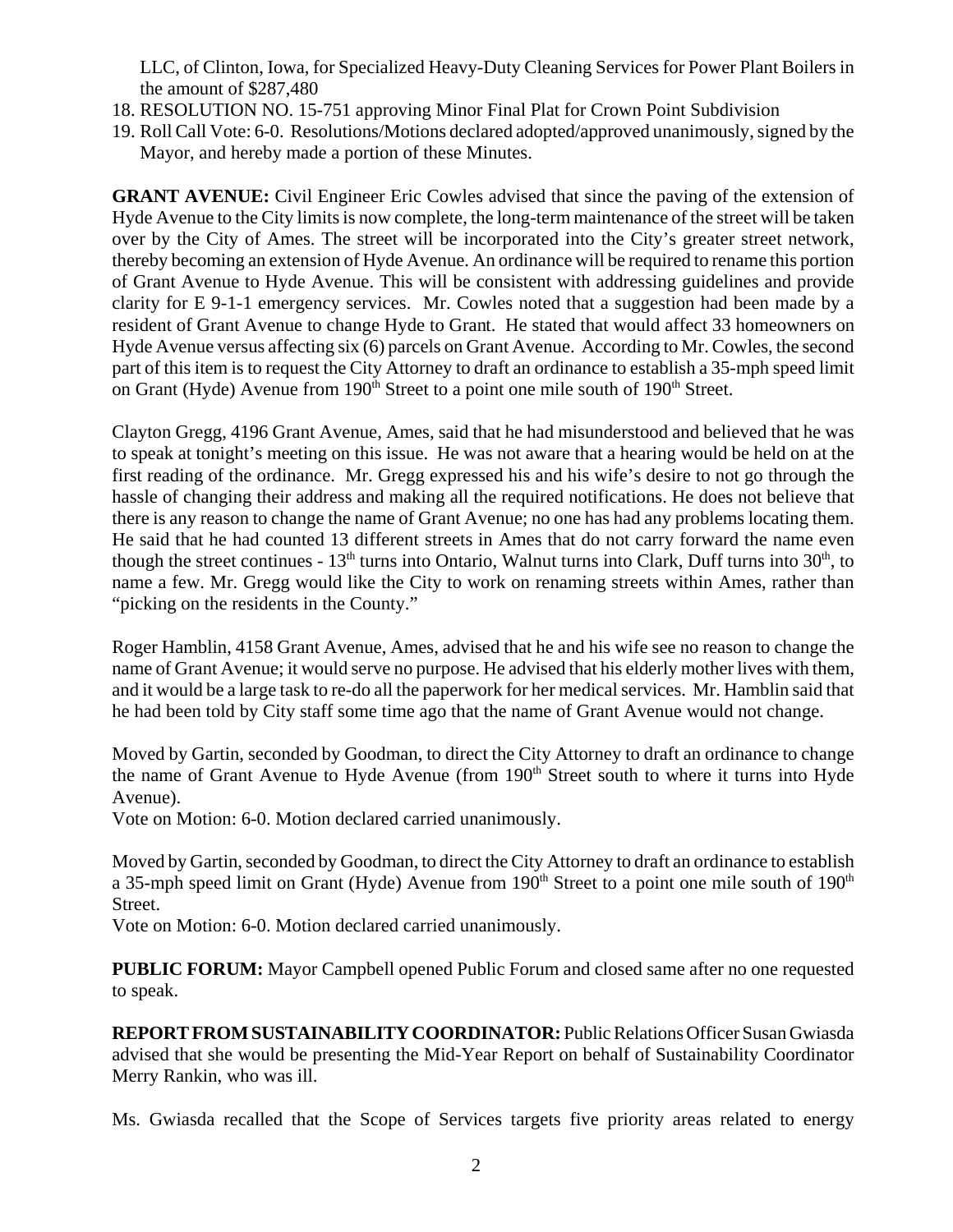LLC, of Clinton, Iowa, for Specialized Heavy-Duty Cleaning Services for Power Plant Boilers in the amount of $287,480

18. RESOLUTION NO. 15-751 approving Minor Final Plat for Crown Point Subdivision
19. Roll Call Vote: 6-0. Resolutions/Motions declared adopted/approved unanimously, signed by the Mayor, and hereby made a portion of these Minutes.

**GRANT AVENUE:** Civil Engineer Eric Cowles advised that since the paving of the extension of Hyde Avenue to the City limits is now complete, the long-term maintenance of the street will be taken over by the City of Ames. The street will be incorporated into the City's greater street network, thereby becoming an extension of Hyde Avenue. An ordinance will be required to rename this portion of Grant Avenue to Hyde Avenue. This will be consistent with addressing guidelines and provide clarity for E 9-1-1 emergency services. Mr. Cowles noted that a suggestion had been made by a resident of Grant Avenue to change Hyde to Grant. He stated that would affect 33 homeowners on Hyde Avenue versus affecting six (6) parcels on Grant Avenue. According to Mr. Cowles, the second part of this item is to request the City Attorney to draft an ordinance to establish a 35-mph speed limit on Grant (Hyde) Avenue from 190th Street to a point one mile south of 190th Street.

Clayton Gregg, 4196 Grant Avenue, Ames, said that he had misunderstood and believed that he was to speak at tonight's meeting on this issue. He was not aware that a hearing would be held on at the first reading of the ordinance. Mr. Gregg expressed his and his wife's desire to not go through the hassle of changing their address and making all the required notifications. He does not believe that there is any reason to change the name of Grant Avenue; no one has had any problems locating them. He said that he had counted 13 different streets in Ames that do not carry forward the name even though the street continues - 13th turns into Ontario, Walnut turns into Clark, Duff turns into 30th, to name a few. Mr. Gregg would like the City to work on renaming streets within Ames, rather than "picking on the residents in the County."

Roger Hamblin, 4158 Grant Avenue, Ames, advised that he and his wife see no reason to change the name of Grant Avenue; it would serve no purpose. He advised that his elderly mother lives with them, and it would be a large task to re-do all the paperwork for her medical services. Mr. Hamblin said that he had been told by City staff some time ago that the name of Grant Avenue would not change.

Moved by Gartin, seconded by Goodman, to direct the City Attorney to draft an ordinance to change the name of Grant Avenue to Hyde Avenue (from 190th Street south to where it turns into Hyde Avenue).

Vote on Motion: 6-0. Motion declared carried unanimously.

Moved by Gartin, seconded by Goodman, to direct the City Attorney to draft an ordinance to establish a 35-mph speed limit on Grant (Hyde) Avenue from 190th Street to a point one mile south of 190th Street.

Vote on Motion: 6-0. Motion declared carried unanimously.

**PUBLIC FORUM:** Mayor Campbell opened Public Forum and closed same after no one requested to speak.

**REPORT FROM SUSTAINABILITY COORDINATOR:** Public Relations Officer Susan Gwiasda advised that she would be presenting the Mid-Year Report on behalf of Sustainability Coordinator Merry Rankin, who was ill.

Ms. Gwiasda recalled that the Scope of Services targets five priority areas related to energy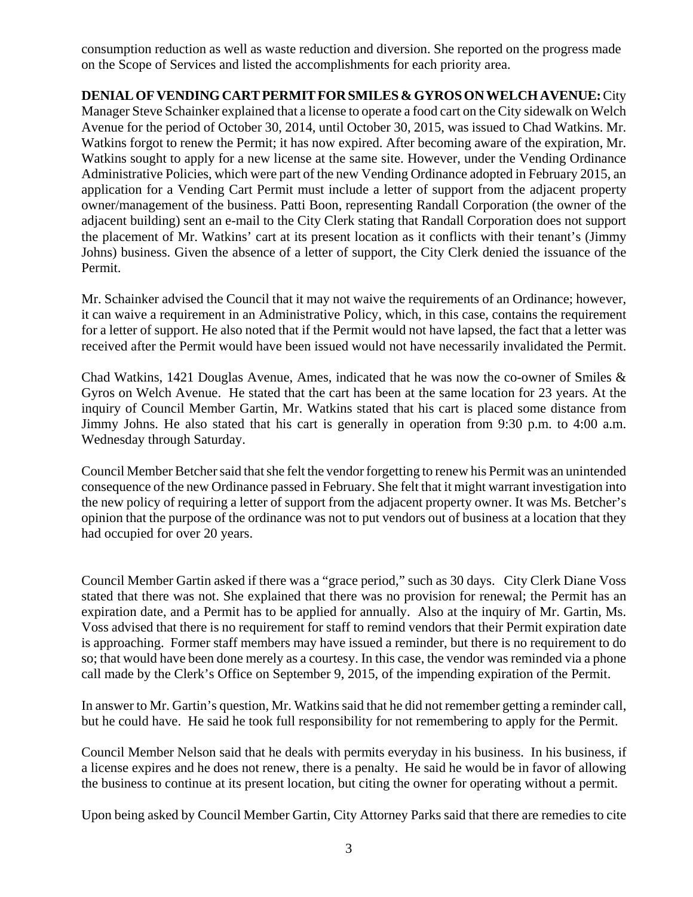consumption reduction as well as waste reduction and diversion. She reported on the progress made on the Scope of Services and listed the accomplishments for each priority area.

**DENIAL OF VENDING CART PERMIT FOR SMILES & GYROS ON WELCH AVENUE:** City Manager Steve Schainker explained that a license to operate a food cart on the City sidewalk on Welch Avenue for the period of October 30, 2014, until October 30, 2015, was issued to Chad Watkins. Mr. Watkins forgot to renew the Permit; it has now expired. After becoming aware of the expiration, Mr. Watkins sought to apply for a new license at the same site. However, under the Vending Ordinance Administrative Policies, which were part of the new Vending Ordinance adopted in February 2015, an application for a Vending Cart Permit must include a letter of support from the adjacent property owner/management of the business. Patti Boon, representing Randall Corporation (the owner of the adjacent building) sent an e-mail to the City Clerk stating that Randall Corporation does not support the placement of Mr. Watkins' cart at its present location as it conflicts with their tenant's (Jimmy Johns) business. Given the absence of a letter of support, the City Clerk denied the issuance of the Permit.

Mr. Schainker advised the Council that it may not waive the requirements of an Ordinance; however, it can waive a requirement in an Administrative Policy, which, in this case, contains the requirement for a letter of support. He also noted that if the Permit would not have lapsed, the fact that a letter was received after the Permit would have been issued would not have necessarily invalidated the Permit.

Chad Watkins, 1421 Douglas Avenue, Ames, indicated that he was now the co-owner of Smiles & Gyros on Welch Avenue. He stated that the cart has been at the same location for 23 years. At the inquiry of Council Member Gartin, Mr. Watkins stated that his cart is placed some distance from Jimmy Johns. He also stated that his cart is generally in operation from 9:30 p.m. to 4:00 a.m. Wednesday through Saturday.

Council Member Betcher said that she felt the vendor forgetting to renew his Permit was an unintended consequence of the new Ordinance passed in February. She felt that it might warrant investigation into the new policy of requiring a letter of support from the adjacent property owner. It was Ms. Betcher's opinion that the purpose of the ordinance was not to put vendors out of business at a location that they had occupied for over 20 years.

Council Member Gartin asked if there was a "grace period," such as 30 days. City Clerk Diane Voss stated that there was not. She explained that there was no provision for renewal; the Permit has an expiration date, and a Permit has to be applied for annually. Also at the inquiry of Mr. Gartin, Ms. Voss advised that there is no requirement for staff to remind vendors that their Permit expiration date is approaching. Former staff members may have issued a reminder, but there is no requirement to do so; that would have been done merely as a courtesy. In this case, the vendor was reminded via a phone call made by the Clerk's Office on September 9, 2015, of the impending expiration of the Permit.

In answer to Mr. Gartin's question, Mr. Watkins said that he did not remember getting a reminder call, but he could have. He said he took full responsibility for not remembering to apply for the Permit.

Council Member Nelson said that he deals with permits everyday in his business. In his business, if a license expires and he does not renew, there is a penalty. He said he would be in favor of allowing the business to continue at its present location, but citing the owner for operating without a permit.

Upon being asked by Council Member Gartin, City Attorney Parks said that there are remedies to cite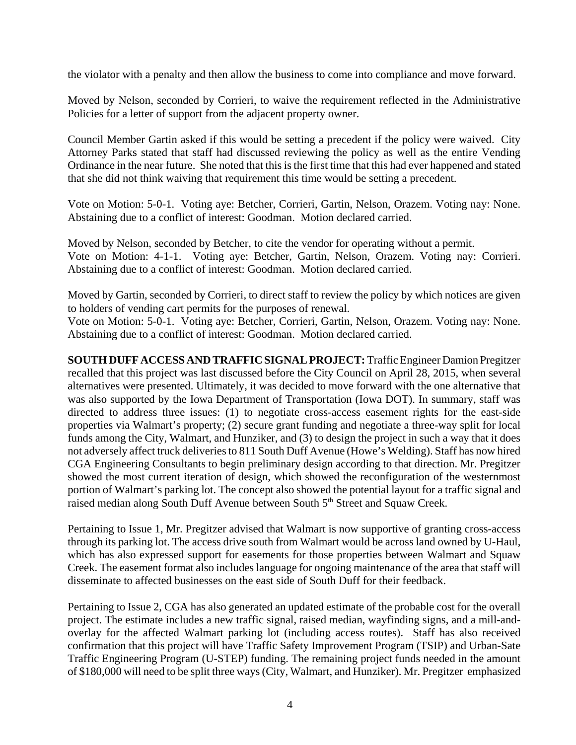the violator with a penalty and then allow the business to come into compliance and move forward.

Moved by Nelson, seconded by Corrieri, to waive the requirement reflected in the Administrative Policies for a letter of support from the adjacent property owner.

Council Member Gartin asked if this would be setting a precedent if the policy were waived. City Attorney Parks stated that staff had discussed reviewing the policy as well as the entire Vending Ordinance in the near future. She noted that this is the first time that this had ever happened and stated that she did not think waiving that requirement this time would be setting a precedent.

Vote on Motion: 5-0-1. Voting aye: Betcher, Corrieri, Gartin, Nelson, Orazem. Voting nay: None. Abstaining due to a conflict of interest: Goodman. Motion declared carried.

Moved by Nelson, seconded by Betcher, to cite the vendor for operating without a permit.
Vote on Motion: 4-1-1. Voting aye: Betcher, Gartin, Nelson, Orazem. Voting nay: Corrieri. Abstaining due to a conflict of interest: Goodman. Motion declared carried.

Moved by Gartin, seconded by Corrieri, to direct staff to review the policy by which notices are given to holders of vending cart permits for the purposes of renewal.
Vote on Motion: 5-0-1. Voting aye: Betcher, Corrieri, Gartin, Nelson, Orazem. Voting nay: None. Abstaining due to a conflict of interest: Goodman. Motion declared carried.

**SOUTH DUFF ACCESS AND TRAFFIC SIGNAL PROJECT:** Traffic Engineer Damion Pregitzer recalled that this project was last discussed before the City Council on April 28, 2015, when several alternatives were presented. Ultimately, it was decided to move forward with the one alternative that was also supported by the Iowa Department of Transportation (Iowa DOT). In summary, staff was directed to address three issues: (1) to negotiate cross-access easement rights for the east-side properties via Walmart's property; (2) secure grant funding and negotiate a three-way split for local funds among the City, Walmart, and Hunziker, and (3) to design the project in such a way that it does not adversely affect truck deliveries to 811 South Duff Avenue (Howe's Welding). Staff has now hired CGA Engineering Consultants to begin preliminary design according to that direction. Mr. Pregitzer showed the most current iteration of design, which showed the reconfiguration of the westernmost portion of Walmart's parking lot. The concept also showed the potential layout for a traffic signal and raised median along South Duff Avenue between South 5th Street and Squaw Creek.

Pertaining to Issue 1, Mr. Pregitzer advised that Walmart is now supportive of granting cross-access through its parking lot. The access drive south from Walmart would be across land owned by U-Haul, which has also expressed support for easements for those properties between Walmart and Squaw Creek. The easement format also includes language for ongoing maintenance of the area that staff will disseminate to affected businesses on the east side of South Duff for their feedback.

Pertaining to Issue 2, CGA has also generated an updated estimate of the probable cost for the overall project. The estimate includes a new traffic signal, raised median, wayfinding signs, and a mill-and-overlay for the affected Walmart parking lot (including access routes). Staff has also received confirmation that this project will have Traffic Safety Improvement Program (TSIP) and Urban-Sate Traffic Engineering Program (U-STEP) funding. The remaining project funds needed in the amount of $180,000 will need to be split three ways (City, Walmart, and Hunziker). Mr. Pregitzer emphasized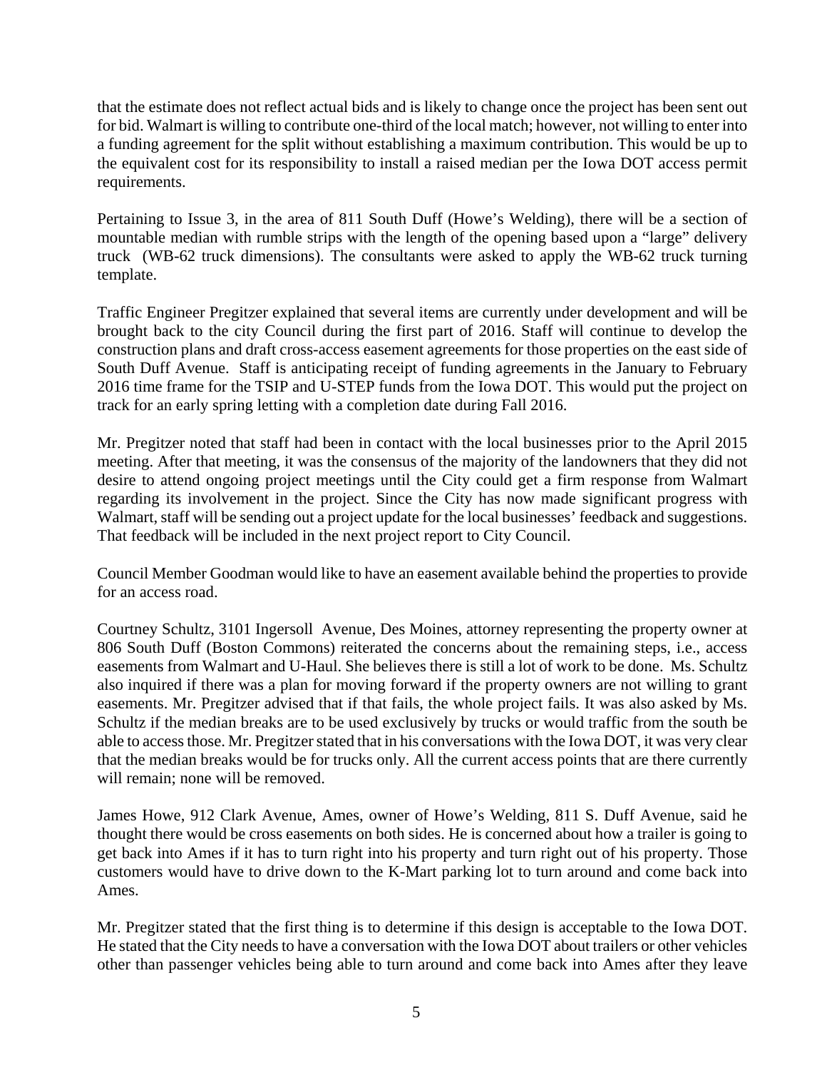that the estimate does not reflect actual bids and is likely to change once the project has been sent out for bid. Walmart is willing to contribute one-third of the local match; however, not willing to enter into a funding agreement for the split without establishing a maximum contribution. This would be up to the equivalent cost for its responsibility to install a raised median per the Iowa DOT access permit requirements.

Pertaining to Issue 3, in the area of 811 South Duff (Howe's Welding), there will be a section of mountable median with rumble strips with the length of the opening based upon a "large" delivery truck (WB-62 truck dimensions). The consultants were asked to apply the WB-62 truck turning template.

Traffic Engineer Pregitzer explained that several items are currently under development and will be brought back to the city Council during the first part of 2016. Staff will continue to develop the construction plans and draft cross-access easement agreements for those properties on the east side of South Duff Avenue. Staff is anticipating receipt of funding agreements in the January to February 2016 time frame for the TSIP and U-STEP funds from the Iowa DOT. This would put the project on track for an early spring letting with a completion date during Fall 2016.

Mr. Pregitzer noted that staff had been in contact with the local businesses prior to the April 2015 meeting. After that meeting, it was the consensus of the majority of the landowners that they did not desire to attend ongoing project meetings until the City could get a firm response from Walmart regarding its involvement in the project. Since the City has now made significant progress with Walmart, staff will be sending out a project update for the local businesses' feedback and suggestions. That feedback will be included in the next project report to City Council.

Council Member Goodman would like to have an easement available behind the properties to provide for an access road.

Courtney Schultz, 3101 Ingersoll Avenue, Des Moines, attorney representing the property owner at 806 South Duff (Boston Commons) reiterated the concerns about the remaining steps, i.e., access easements from Walmart and U-Haul. She believes there is still a lot of work to be done. Ms. Schultz also inquired if there was a plan for moving forward if the property owners are not willing to grant easements. Mr. Pregitzer advised that if that fails, the whole project fails. It was also asked by Ms. Schultz if the median breaks are to be used exclusively by trucks or would traffic from the south be able to access those. Mr. Pregitzer stated that in his conversations with the Iowa DOT, it was very clear that the median breaks would be for trucks only. All the current access points that are there currently will remain; none will be removed.

James Howe, 912 Clark Avenue, Ames, owner of Howe's Welding, 811 S. Duff Avenue, said he thought there would be cross easements on both sides. He is concerned about how a trailer is going to get back into Ames if it has to turn right into his property and turn right out of his property. Those customers would have to drive down to the K-Mart parking lot to turn around and come back into Ames.

Mr. Pregitzer stated that the first thing is to determine if this design is acceptable to the Iowa DOT. He stated that the City needs to have a conversation with the Iowa DOT about trailers or other vehicles other than passenger vehicles being able to turn around and come back into Ames after they leave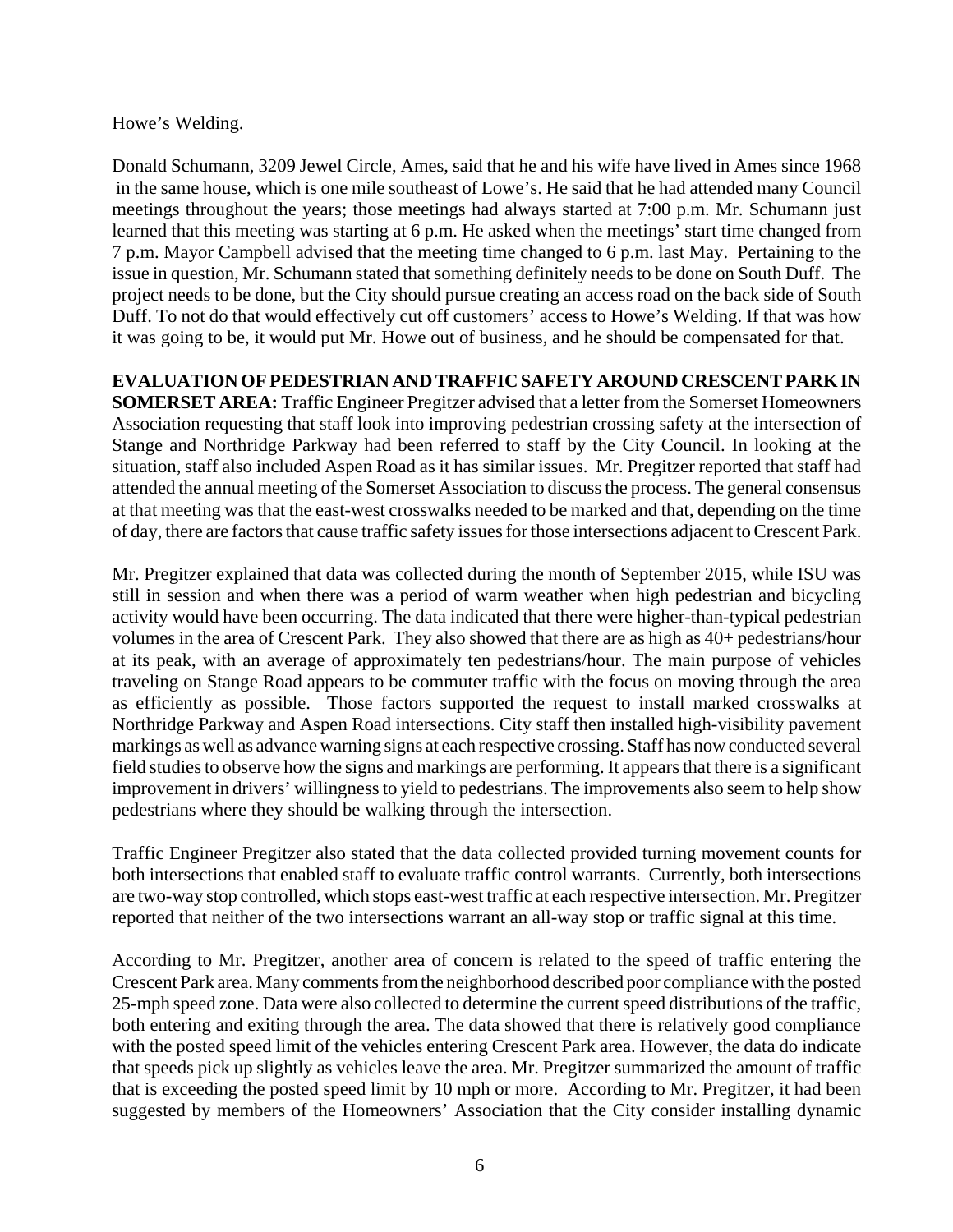Howe's Welding.

Donald Schumann, 3209 Jewel Circle, Ames, said that he and his wife have lived in Ames since 1968 in the same house, which is one mile southeast of Lowe's. He said that he had attended many Council meetings throughout the years; those meetings had always started at 7:00 p.m. Mr. Schumann just learned that this meeting was starting at 6 p.m. He asked when the meetings' start time changed from 7 p.m. Mayor Campbell advised that the meeting time changed to 6 p.m. last May. Pertaining to the issue in question, Mr. Schumann stated that something definitely needs to be done on South Duff. The project needs to be done, but the City should pursue creating an access road on the back side of South Duff. To not do that would effectively cut off customers' access to Howe's Welding. If that was how it was going to be, it would put Mr. Howe out of business, and he should be compensated for that.

**EVALUATION OF PEDESTRIAN AND TRAFFIC SAFETY AROUND CRESCENT PARK IN SOMERSET AREA:** Traffic Engineer Pregitzer advised that a letter from the Somerset Homeowners Association requesting that staff look into improving pedestrian crossing safety at the intersection of Stange and Northridge Parkway had been referred to staff by the City Council. In looking at the situation, staff also included Aspen Road as it has similar issues. Mr. Pregitzer reported that staff had attended the annual meeting of the Somerset Association to discuss the process. The general consensus at that meeting was that the east-west crosswalks needed to be marked and that, depending on the time of day, there are factors that cause traffic safety issues for those intersections adjacent to Crescent Park.

Mr. Pregitzer explained that data was collected during the month of September 2015, while ISU was still in session and when there was a period of warm weather when high pedestrian and bicycling activity would have been occurring. The data indicated that there were higher-than-typical pedestrian volumes in the area of Crescent Park. They also showed that there are as high as 40+ pedestrians/hour at its peak, with an average of approximately ten pedestrians/hour. The main purpose of vehicles traveling on Stange Road appears to be commuter traffic with the focus on moving through the area as efficiently as possible. Those factors supported the request to install marked crosswalks at Northridge Parkway and Aspen Road intersections. City staff then installed high-visibility pavement markings as well as advance warning signs at each respective crossing. Staff has now conducted several field studies to observe how the signs and markings are performing. It appears that there is a significant improvement in drivers' willingness to yield to pedestrians. The improvements also seem to help show pedestrians where they should be walking through the intersection.

Traffic Engineer Pregitzer also stated that the data collected provided turning movement counts for both intersections that enabled staff to evaluate traffic control warrants. Currently, both intersections are two-way stop controlled, which stops east-west traffic at each respective intersection. Mr. Pregitzer reported that neither of the two intersections warrant an all-way stop or traffic signal at this time.

According to Mr. Pregitzer, another area of concern is related to the speed of traffic entering the Crescent Park area. Many comments from the neighborhood described poor compliance with the posted 25-mph speed zone. Data were also collected to determine the current speed distributions of the traffic, both entering and exiting through the area. The data showed that there is relatively good compliance with the posted speed limit of the vehicles entering Crescent Park area. However, the data do indicate that speeds pick up slightly as vehicles leave the area. Mr. Pregitzer summarized the amount of traffic that is exceeding the posted speed limit by 10 mph or more. According to Mr. Pregitzer, it had been suggested by members of the Homeowners' Association that the City consider installing dynamic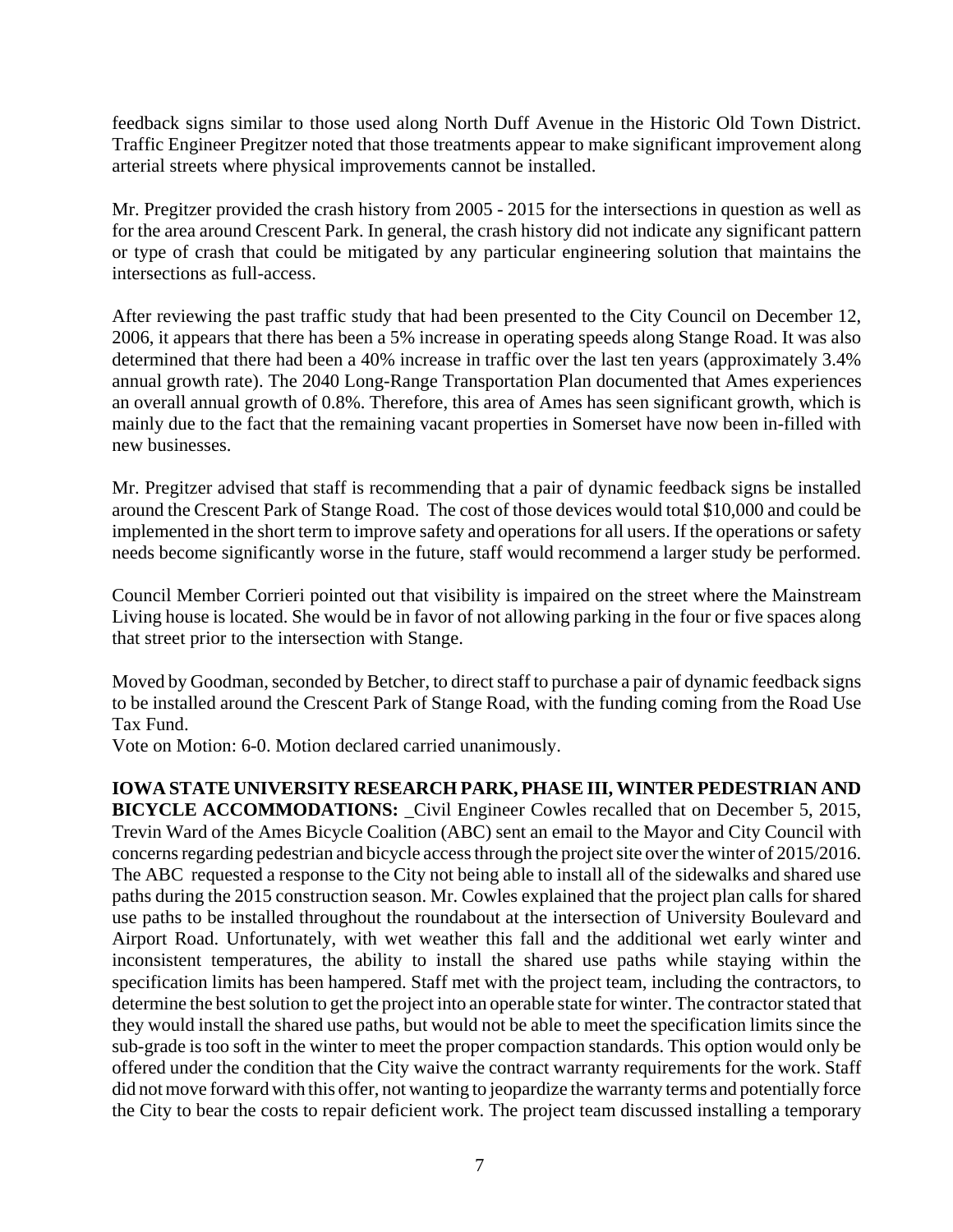feedback signs similar to those used along North Duff Avenue in the Historic Old Town District. Traffic Engineer Pregitzer noted that those treatments appear to make significant improvement along arterial streets where physical improvements cannot be installed.

Mr. Pregitzer provided the crash history from 2005 - 2015 for the intersections in question as well as for the area around Crescent Park. In general, the crash history did not indicate any significant pattern or type of crash that could be mitigated by any particular engineering solution that maintains the intersections as full-access.

After reviewing the past traffic study that had been presented to the City Council on December 12, 2006, it appears that there has been a 5% increase in operating speeds along Stange Road. It was also determined that there had been a 40% increase in traffic over the last ten years (approximately 3.4% annual growth rate). The 2040 Long-Range Transportation Plan documented that Ames experiences an overall annual growth of 0.8%. Therefore, this area of Ames has seen significant growth, which is mainly due to the fact that the remaining vacant properties in Somerset have now been in-filled with new businesses.

Mr. Pregitzer advised that staff is recommending that a pair of dynamic feedback signs be installed around the Crescent Park of Stange Road. The cost of those devices would total $10,000 and could be implemented in the short term to improve safety and operations for all users. If the operations or safety needs become significantly worse in the future, staff would recommend a larger study be performed.

Council Member Corrieri pointed out that visibility is impaired on the street where the Mainstream Living house is located. She would be in favor of not allowing parking in the four or five spaces along that street prior to the intersection with Stange.

Moved by Goodman, seconded by Betcher, to direct staff to purchase a pair of dynamic feedback signs to be installed around the Crescent Park of Stange Road, with the funding coming from the Road Use Tax Fund.
Vote on Motion: 6-0. Motion declared carried unanimously.

**IOWA STATE UNIVERSITY RESEARCH PARK, PHASE III, WINTER PEDESTRIAN AND BICYCLE ACCOMMODATIONS:** _Civil Engineer Cowles recalled that on December 5, 2015, Trevin Ward of the Ames Bicycle Coalition (ABC) sent an email to the Mayor and City Council with concerns regarding pedestrian and bicycle access through the project site over the winter of 2015/2016. The ABC requested a response to the City not being able to install all of the sidewalks and shared use paths during the 2015 construction season. Mr. Cowles explained that the project plan calls for shared use paths to be installed throughout the roundabout at the intersection of University Boulevard and Airport Road. Unfortunately, with wet weather this fall and the additional wet early winter and inconsistent temperatures, the ability to install the shared use paths while staying within the specification limits has been hampered. Staff met with the project team, including the contractors, to determine the best solution to get the project into an operable state for winter. The contractor stated that they would install the shared use paths, but would not be able to meet the specification limits since the sub-grade is too soft in the winter to meet the proper compaction standards. This option would only be offered under the condition that the City waive the contract warranty requirements for the work. Staff did not move forward with this offer, not wanting to jeopardize the warranty terms and potentially force the City to bear the costs to repair deficient work. The project team discussed installing a temporary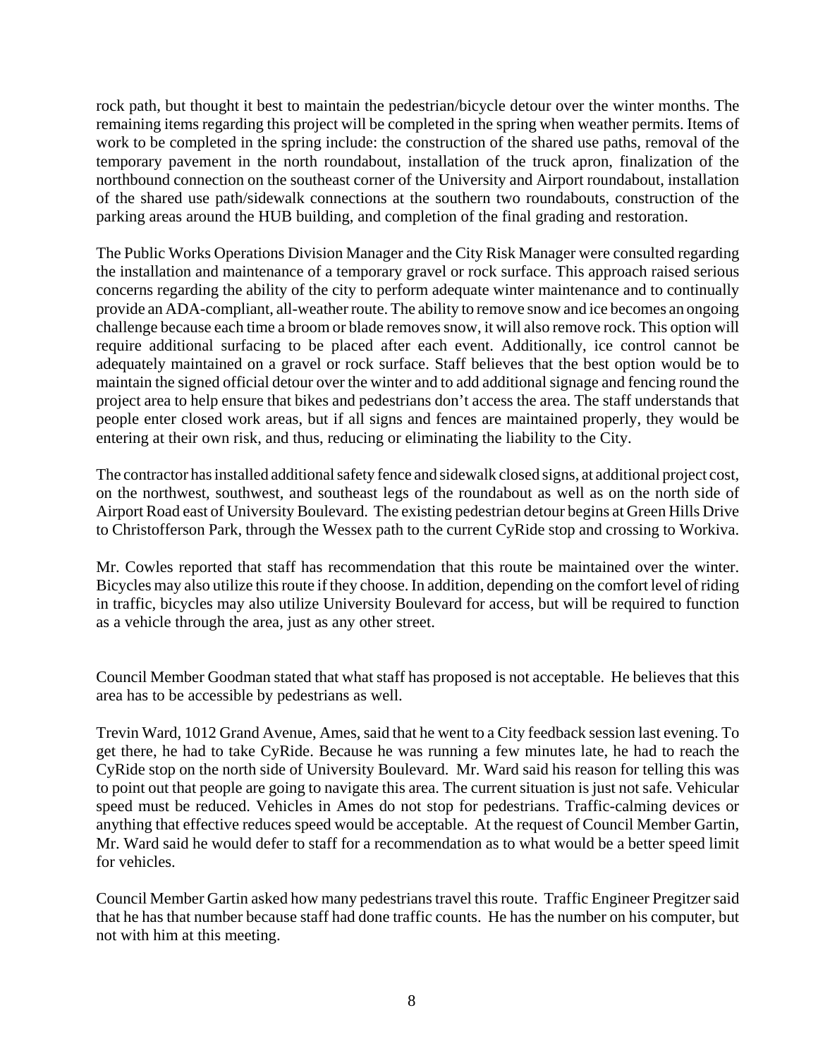rock path, but thought it best to maintain the pedestrian/bicycle detour over the winter months. The remaining items regarding this project will be completed in the spring when weather permits. Items of work to be completed in the spring include: the construction of the shared use paths, removal of the temporary pavement in the north roundabout, installation of the truck apron, finalization of the northbound connection on the southeast corner of the University and Airport roundabout, installation of the shared use path/sidewalk connections at the southern two roundabouts, construction of the parking areas around the HUB building, and completion of the final grading and restoration.

The Public Works Operations Division Manager and the City Risk Manager were consulted regarding the installation and maintenance of a temporary gravel or rock surface. This approach raised serious concerns regarding the ability of the city to perform adequate winter maintenance and to continually provide an ADA-compliant, all-weather route. The ability to remove snow and ice becomes an ongoing challenge because each time a broom or blade removes snow, it will also remove rock. This option will require additional surfacing to be placed after each event. Additionally, ice control cannot be adequately maintained on a gravel or rock surface. Staff believes that the best option would be to maintain the signed official detour over the winter and to add additional signage and fencing round the project area to help ensure that bikes and pedestrians don't access the area. The staff understands that people enter closed work areas, but if all signs and fences are maintained properly, they would be entering at their own risk, and thus, reducing or eliminating the liability to the City.

The contractor has installed additional safety fence and sidewalk closed signs, at additional project cost, on the northwest, southwest, and southeast legs of the roundabout as well as on the north side of Airport Road east of University Boulevard. The existing pedestrian detour begins at Green Hills Drive to Christofferson Park, through the Wessex path to the current CyRide stop and crossing to Workiva.

Mr. Cowles reported that staff has recommendation that this route be maintained over the winter. Bicycles may also utilize this route if they choose. In addition, depending on the comfort level of riding in traffic, bicycles may also utilize University Boulevard for access, but will be required to function as a vehicle through the area, just as any other street.

Council Member Goodman stated that what staff has proposed is not acceptable. He believes that this area has to be accessible by pedestrians as well.

Trevin Ward, 1012 Grand Avenue, Ames, said that he went to a City feedback session last evening. To get there, he had to take CyRide. Because he was running a few minutes late, he had to reach the CyRide stop on the north side of University Boulevard. Mr. Ward said his reason for telling this was to point out that people are going to navigate this area. The current situation is just not safe. Vehicular speed must be reduced. Vehicles in Ames do not stop for pedestrians. Traffic-calming devices or anything that effective reduces speed would be acceptable. At the request of Council Member Gartin, Mr. Ward said he would defer to staff for a recommendation as to what would be a better speed limit for vehicles.

Council Member Gartin asked how many pedestrians travel this route. Traffic Engineer Pregitzer said that he has that number because staff had done traffic counts. He has the number on his computer, but not with him at this meeting.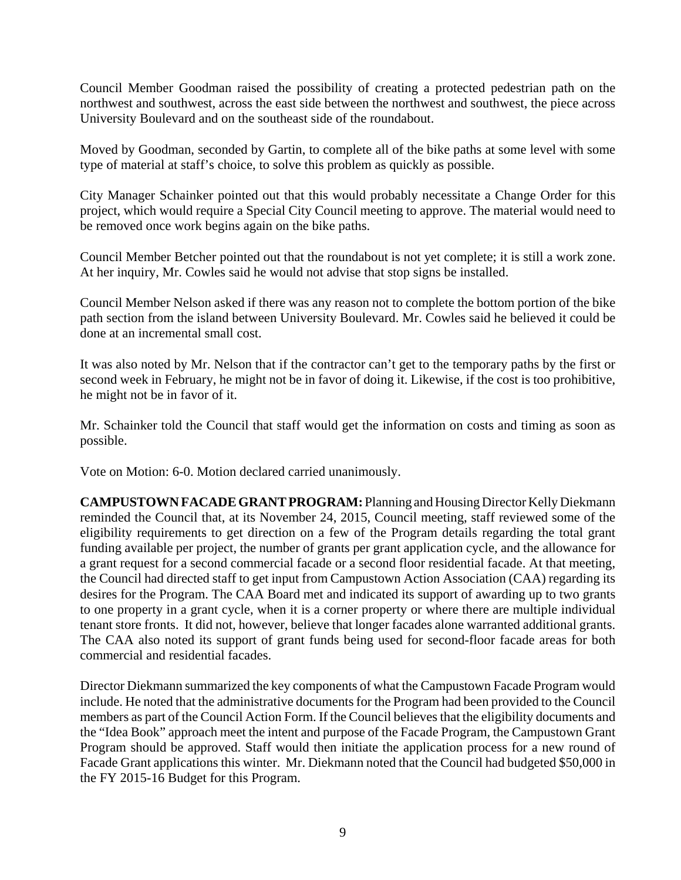Council Member Goodman raised the possibility of creating a protected pedestrian path on the northwest and southwest, across the east side between the northwest and southwest, the piece across University Boulevard and on the southeast side of the roundabout.

Moved by Goodman, seconded by Gartin, to complete all of the bike paths at some level with some type of material at staff's choice, to solve this problem as quickly as possible.

City Manager Schainker pointed out that this would probably necessitate a Change Order for this project, which would require a Special City Council meeting to approve. The material would need to be removed once work begins again on the bike paths.

Council Member Betcher pointed out that the roundabout is not yet complete; it is still a work zone. At her inquiry, Mr. Cowles said he would not advise that stop signs be installed.

Council Member Nelson asked if there was any reason not to complete the bottom portion of the bike path section from the island between University Boulevard. Mr. Cowles said he believed it could be done at an incremental small cost.

It was also noted by Mr. Nelson that if the contractor can't get to the temporary paths by the first or second week in February, he might not be in favor of doing it. Likewise, if the cost is too prohibitive, he might not be in favor of it.

Mr. Schainker told the Council that staff would get the information on costs and timing as soon as possible.

Vote on Motion: 6-0. Motion declared carried unanimously.

**CAMPUSTOWN FACADE GRANT PROGRAM:** Planning and Housing Director Kelly Diekmann reminded the Council that, at its November 24, 2015, Council meeting, staff reviewed some of the eligibility requirements to get direction on a few of the Program details regarding the total grant funding available per project, the number of grants per grant application cycle, and the allowance for a grant request for a second commercial facade or a second floor residential facade. At that meeting, the Council had directed staff to get input from Campustown Action Association (CAA) regarding its desires for the Program. The CAA Board met and indicated its support of awarding up to two grants to one property in a grant cycle, when it is a corner property or where there are multiple individual tenant store fronts. It did not, however, believe that longer facades alone warranted additional grants. The CAA also noted its support of grant funds being used for second-floor facade areas for both commercial and residential facades.

Director Diekmann summarized the key components of what the Campustown Facade Program would include. He noted that the administrative documents for the Program had been provided to the Council members as part of the Council Action Form. If the Council believes that the eligibility documents and the "Idea Book" approach meet the intent and purpose of the Facade Program, the Campustown Grant Program should be approved. Staff would then initiate the application process for a new round of Facade Grant applications this winter. Mr. Diekmann noted that the Council had budgeted $50,000 in the FY 2015-16 Budget for this Program.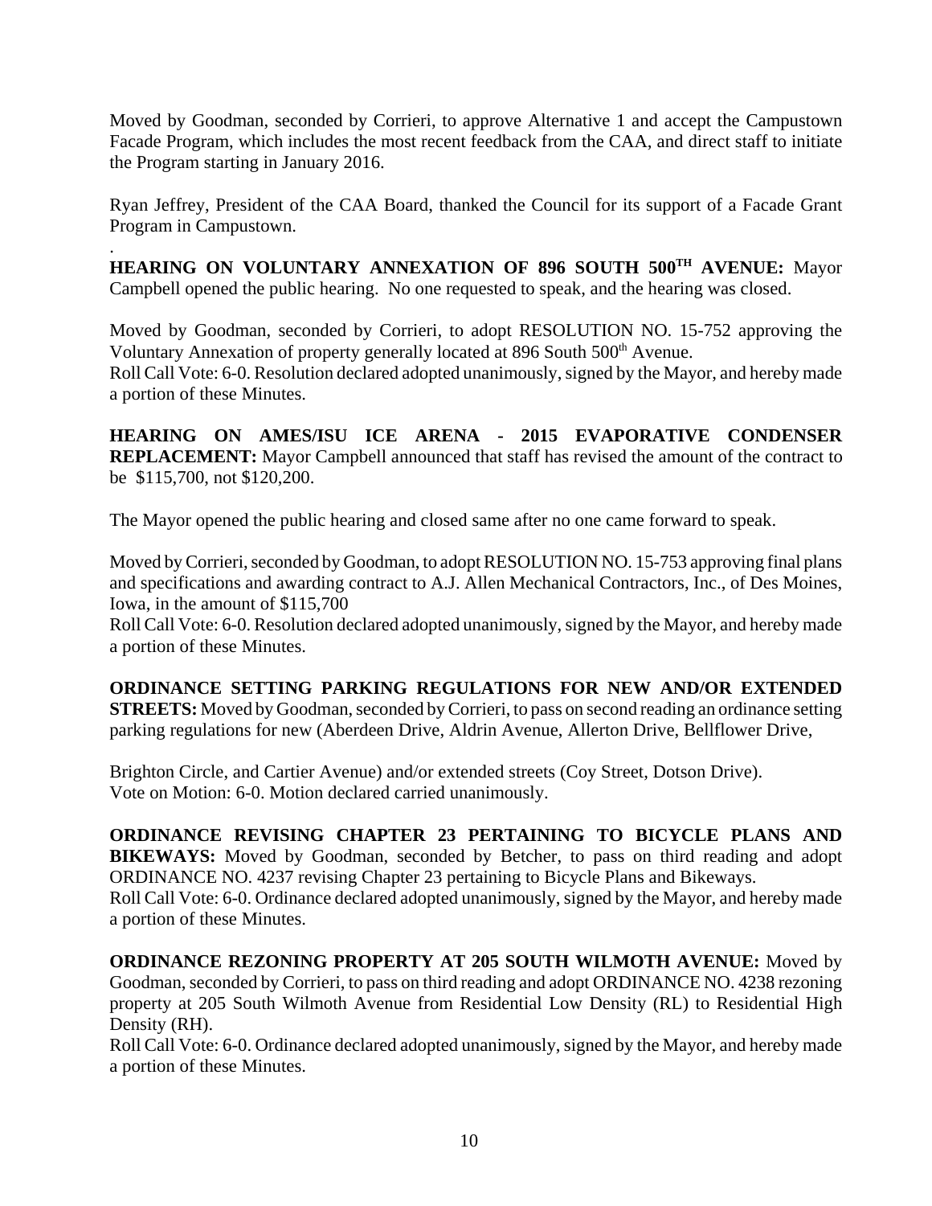Moved by Goodman, seconded by Corrieri, to approve Alternative 1 and accept the Campustown Facade Program, which includes the most recent feedback from the CAA, and direct staff to initiate the Program starting in January 2016.

Ryan Jeffrey, President of the CAA Board, thanked the Council for its support of a Facade Grant Program in Campustown.

**HEARING ON VOLUNTARY ANNEXATION OF 896 SOUTH 500TH AVENUE:** Mayor Campbell opened the public hearing. No one requested to speak, and the hearing was closed.

Moved by Goodman, seconded by Corrieri, to adopt RESOLUTION NO. 15-752 approving the Voluntary Annexation of property generally located at 896 South 500th Avenue.
Roll Call Vote: 6-0. Resolution declared adopted unanimously, signed by the Mayor, and hereby made a portion of these Minutes.

**HEARING ON AMES/ISU ICE ARENA - 2015 EVAPORATIVE CONDENSER REPLACEMENT:** Mayor Campbell announced that staff has revised the amount of the contract to be $115,700, not $120,200.

The Mayor opened the public hearing and closed same after no one came forward to speak.

Moved by Corrieri, seconded by Goodman, to adopt RESOLUTION NO. 15-753 approving final plans and specifications and awarding contract to A.J. Allen Mechanical Contractors, Inc., of Des Moines, Iowa, in the amount of $115,700
Roll Call Vote: 6-0. Resolution declared adopted unanimously, signed by the Mayor, and hereby made a portion of these Minutes.

**ORDINANCE SETTING PARKING REGULATIONS FOR NEW AND/OR EXTENDED STREETS:** Moved by Goodman, seconded by Corrieri, to pass on second reading an ordinance setting parking regulations for new (Aberdeen Drive, Aldrin Avenue, Allerton Drive, Bellflower Drive, Brighton Circle, and Cartier Avenue) and/or extended streets (Coy Street, Dotson Drive).
Vote on Motion: 6-0. Motion declared carried unanimously.

**ORDINANCE REVISING CHAPTER 23 PERTAINING TO BICYCLE PLANS AND BIKEWAYS:** Moved by Goodman, seconded by Betcher, to pass on third reading and adopt ORDINANCE NO. 4237 revising Chapter 23 pertaining to Bicycle Plans and Bikeways.
Roll Call Vote: 6-0. Ordinance declared adopted unanimously, signed by the Mayor, and hereby made a portion of these Minutes.

**ORDINANCE REZONING PROPERTY AT 205 SOUTH WILMOTH AVENUE:** Moved by Goodman, seconded by Corrieri, to pass on third reading and adopt ORDINANCE NO. 4238 rezoning property at 205 South Wilmoth Avenue from Residential Low Density (RL) to Residential High Density (RH).
Roll Call Vote: 6-0. Ordinance declared adopted unanimously, signed by the Mayor, and hereby made a portion of these Minutes.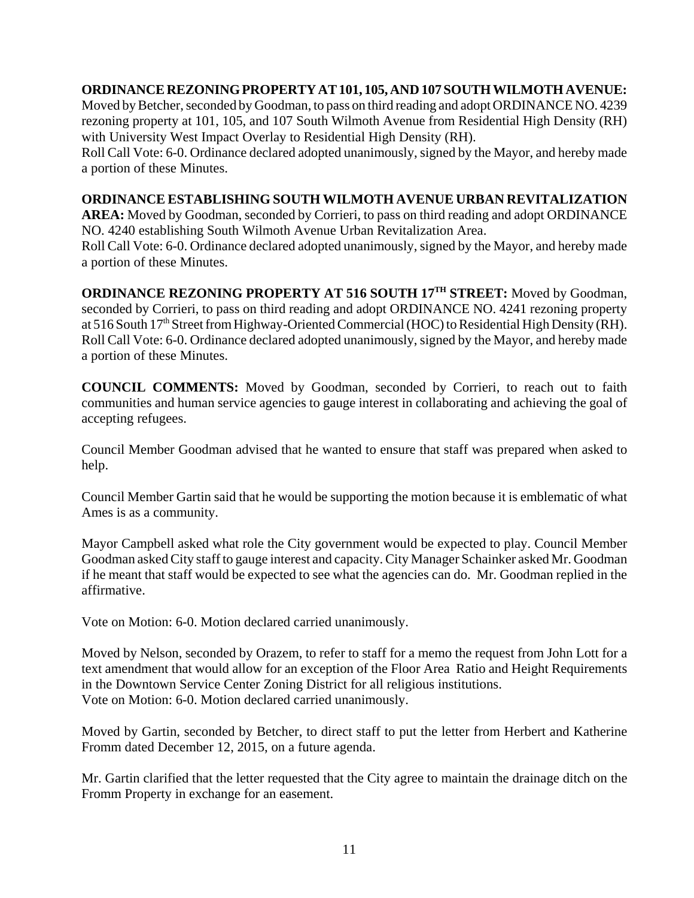**ORDINANCE REZONING PROPERTY AT 101, 105, AND 107 SOUTH WILMOTH AVENUE:** Moved by Betcher, seconded by Goodman, to pass on third reading and adopt ORDINANCE NO. 4239 rezoning property at 101, 105, and 107 South Wilmoth Avenue from Residential High Density (RH) with University West Impact Overlay to Residential High Density (RH).
Roll Call Vote: 6-0. Ordinance declared adopted unanimously, signed by the Mayor, and hereby made a portion of these Minutes.

**ORDINANCE ESTABLISHING SOUTH WILMOTH AVENUE URBAN REVITALIZATION AREA:** Moved by Goodman, seconded by Corrieri, to pass on third reading and adopt ORDINANCE NO. 4240 establishing South Wilmoth Avenue Urban Revitalization Area.
Roll Call Vote: 6-0. Ordinance declared adopted unanimously, signed by the Mayor, and hereby made a portion of these Minutes.

**ORDINANCE REZONING PROPERTY AT 516 SOUTH 17TH STREET:** Moved by Goodman, seconded by Corrieri, to pass on third reading and adopt ORDINANCE NO. 4241 rezoning property at 516 South 17th Street from Highway-Oriented Commercial (HOC) to Residential High Density (RH).
Roll Call Vote: 6-0. Ordinance declared adopted unanimously, signed by the Mayor, and hereby made a portion of these Minutes.

**COUNCIL COMMENTS:** Moved by Goodman, seconded by Corrieri, to reach out to faith communities and human service agencies to gauge interest in collaborating and achieving the goal of accepting refugees.

Council Member Goodman advised that he wanted to ensure that staff was prepared when asked to help.

Council Member Gartin said that he would be supporting the motion because it is emblematic of what Ames is as a community.

Mayor Campbell asked what role the City government would be expected to play. Council Member Goodman asked City staff to gauge interest and capacity. City Manager Schainker asked Mr. Goodman if he meant that staff would be expected to see what the agencies can do. Mr. Goodman replied in the affirmative.

Vote on Motion: 6-0. Motion declared carried unanimously.

Moved by Nelson, seconded by Orazem, to refer to staff for a memo the request from John Lott for a text amendment that would allow for an exception of the Floor Area Ratio and Height Requirements in the Downtown Service Center Zoning District for all religious institutions.
Vote on Motion: 6-0. Motion declared carried unanimously.

Moved by Gartin, seconded by Betcher, to direct staff to put the letter from Herbert and Katherine Fromm dated December 12, 2015, on a future agenda.

Mr. Gartin clarified that the letter requested that the City agree to maintain the drainage ditch on the Fromm Property in exchange for an easement.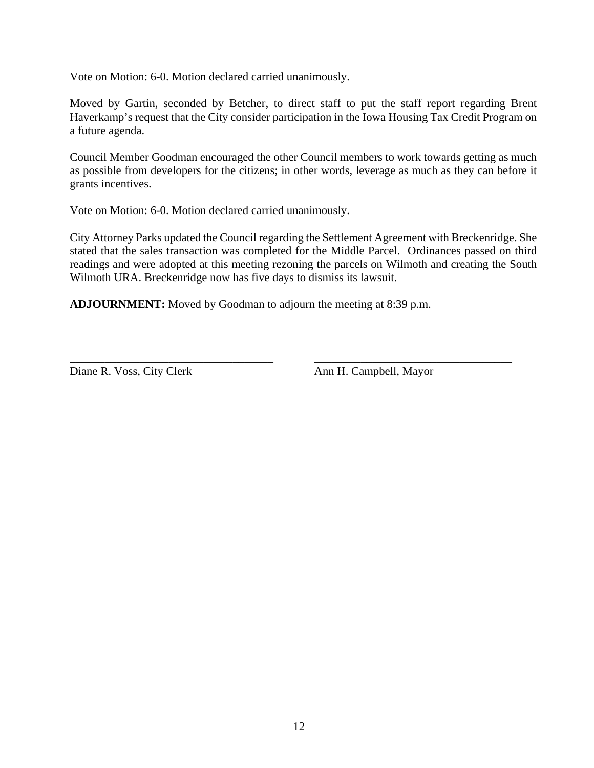Vote on Motion: 6-0. Motion declared carried unanimously.

Moved by Gartin, seconded by Betcher, to direct staff to put the staff report regarding Brent Haverkamp's request that the City consider participation in the Iowa Housing Tax Credit Program on a future agenda.

Council Member Goodman encouraged the other Council members to work towards getting as much as possible from developers for the citizens; in other words, leverage as much as they can before it grants incentives.

Vote on Motion: 6-0. Motion declared carried unanimously.

City Attorney Parks updated the Council regarding the Settlement Agreement with Breckenridge. She stated that the sales transaction was completed for the Middle Parcel. Ordinances passed on third readings and were adopted at this meeting rezoning the parcels on Wilmoth and creating the South Wilmoth URA. Breckenridge now has five days to dismiss its lawsuit.

**ADJOURNMENT:** Moved by Goodman to adjourn the meeting at 8:39 p.m.

\_\_\_\_\_\_\_\_\_\_\_\_\_\_\_\_\_\_\_\_\_\_\_\_\_\_\_\_\_\_\_\_\_\_\_\_ \_\_\_\_\_\_\_\_\_\_\_\_\_\_\_\_\_\_\_\_\_\_\_\_\_\_\_\_\_\_\_\_\_\_\_\_

Diane R. Voss, City Clerk

Ann H. Campbell, Mayor